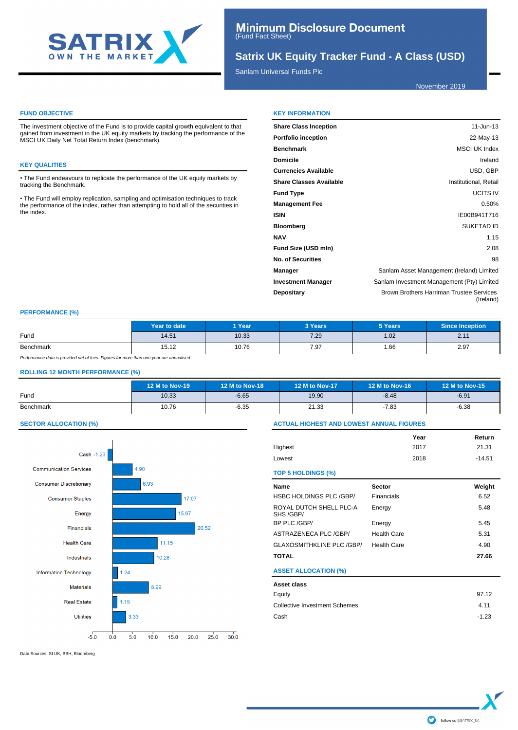# Minimum Disclosure Document
(Fund Fact Sheet)

## Satrix UK Equity Tracker Fund - A Class (USD)

Sanlam Universal Funds Plc

November 2019

### FUND OBJECTIVE

The investment objective of the Fund is to provide capital growth equivalent to that gained from investment in the UK equity markets by tracking the performance of the MSCI UK Daily Net Total Return Index (benchmark).

### KEY QUALITIES

- The Fund endeavours to replicate the performance of the UK equity markets by tracking the Benchmark.
- The Fund will employ replication, sampling and optimisation techniques to track the performance of the index, rather than attempting to hold all of the securities in the index.

### KEY INFORMATION

| | |
|---|---|
| **Share Class Inception** | 11-Jun-13 |
| **Portfolio inception** | 22-May-13 |
| **Benchmark** | MSCI UK Index |
| **Domicile** | Ireland |
| **Currencies Available** | USD, GBP |
| **Share Classes Available** | Institutional, Retail |
| **Fund Type** | UCITS IV |
| **Management Fee** | 0.50% |
| **ISIN** | IE00B941T716 |
| **Bloomberg** | SUKETAD ID |
| **NAV** | 1.15 |
| **Fund Size (USD mln)** | 2.08 |
| **No. of Securities** | 98 |
| **Manager** | Sanlam Asset Management (Ireland) Limited |
| **Investment Manager** | Sanlam Investment Management (Pty) Limited |
| **Depositary** | Brown Brothers Harriman Trustee Services (Ireland) |

### PERFORMANCE (%)

| | Year to date | 1 Year | 3 Years | 5 Years | Since Inception |
|---|---|---|---|---|---|
| Fund | 14.51 | 10.33 | 7.29 | 1.02 | 2.11 |
| Benchmark | 15.12 | 10.76 | 7.97 | 1.66 | 2.97 |

*Performance data is provided net of fees. Figures for more than one-year are annualised.*

### ROLLING 12 MONTH PERFORMANCE (%)

| | 12 M to Nov-19 | 12 M to Nov-18 | 12 M to Nov-17 | 12 M to Nov-16 | 12 M to Nov-15 |
|---|---|---|---|---|---|
| Fund | 10.33 | -6.65 | 19.90 | -8.48 | -6.91 |
| Benchmark | 10.76 | -6.35 | 21.33 | -7.83 | -6.38 |

### SECTOR ALLOCATION (%)

| Sector | % |
|---|---|
| Cash | -1.23 |
| Communication Services | 4.90 |
| Consumer Discretionary | 6.93 |
| Consumer Staples | 17.07 |
| Energy | 15.67 |
| Financials | 20.52 |
| Health Care | 11.15 |
| Industrials | 10.28 |
| Information Technology | 1.24 |
| Materials | 8.99 |
| Real Estate | 1.15 |
| Utilities | 3.33 |

### ACTUAL HIGHEST AND LOWEST ANNUAL FIGURES

| | Year | Return |
|---|---|---|
| Highest | 2017 | 21.31 |
| Lowest | 2018 | -14.51 |

### TOP 5 HOLDINGS (%)

| Name | Sector | Weight |
|---|---|---|
| HSBC HOLDINGS PLC /GBP/ | Financials | 6.52 |
| ROYAL DUTCH SHELL PLC-A SHS /GBP/ | Energy | 5.48 |
| BP PLC /GBP/ | Energy | 5.45 |
| ASTRAZENECA PLC /GBP/ | Health Care | 5.31 |
| GLAXOSMITHKLINE PLC /GBP/ | Health Care | 4.90 |
| **TOTAL** | | **27.66** |

### ASSET ALLOCATION (%)

| Asset class | |
|---|---|
| Equity | 97.12 |
| Collective Investment Schemes | 4.11 |
| Cash | -1.23 |

Data Sources: SI UK, BBH, Bloomberg

follow us @SATRIX_SA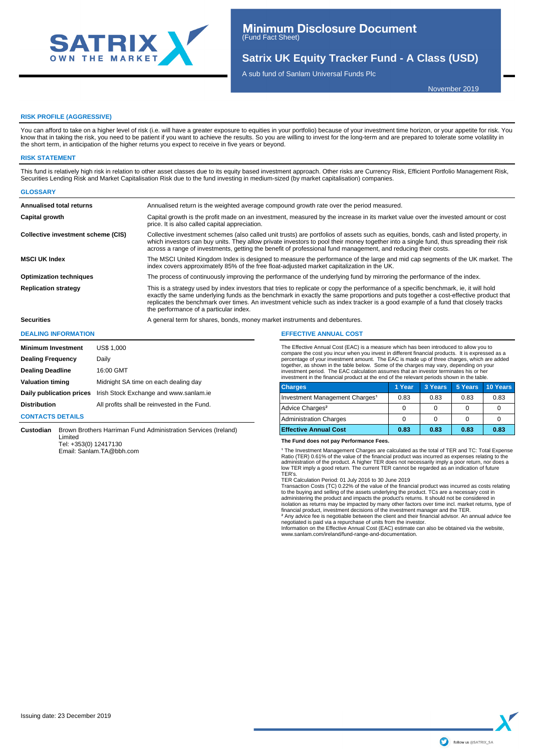# Minimum Disclosure Document
(Fund Fact Sheet)

## Satrix UK Equity Tracker Fund - A Class (USD)

A sub fund of Sanlam Universal Funds Plc

November 2019

### RISK PROFILE (AGGRESSIVE)

You can afford to take on a higher level of risk (i.e. will have a greater exposure to equities in your portfolio) because of your investment time horizon, or your appetite for risk. You know that in taking the risk, you need to be patient if you want to achieve the results. So you are willing to invest for the long-term and are prepared to tolerate some volatility in the short term, in anticipation of the higher returns you expect to receive in five years or beyond.

### RISK STATEMENT

This fund is relatively high risk in relation to other asset classes due to its equity based investment approach. Other risks are Currency Risk, Efficient Portfolio Management Risk, Securities Lending Risk and Market Capitalisation Risk due to the fund investing in medium-sized (by market capitalisation) companies.

### GLOSSARY

| Term | Definition |
|---|---|
| **Annualised total returns** | Annualised return is the weighted average compound growth rate over the period measured. |
| **Capital growth** | Capital growth is the profit made on an investment, measured by the increase in its market value over the invested amount or cost price. It is also called capital appreciation. |
| **Collective investment scheme (CIS)** | Collective investment schemes (also called unit trusts) are portfolios of assets such as equities, bonds, cash and listed property, in which investors can buy units. They allow private investors to pool their money together into a single fund, thus spreading their risk across a range of investments, getting the benefit of professional fund management, and reducing their costs. |
| **MSCI UK Index** | The MSCI United Kingdom Index is designed to measure the performance of the large and mid cap segments of the UK market. The index covers approximately 85% of the free float-adjusted market capitalization in the UK. |
| **Optimization techniques** | The process of continuously improving the performance of the underlying fund by mirroring the performance of the index. |
| **Replication strategy** | This is a strategy used by index investors that tries to replicate or copy the performance of a specific benchmark, ie, it will hold exactly the same underlying funds as the benchmark in exactly the same proportions and puts together a cost-effective product that replicates the benchmark over times. An investment vehicle such as index tracker is a good example of a fund that closely tracks the performance of a particular index. |
| **Securities** | A general term for shares, bonds, money market instruments and debentures. |

### DEALING INFORMATION

| | |
|---|---|
| **Minimum Investment** | US$ 1,000 |
| **Dealing Frequency** | Daily |
| **Dealing Deadline** | 16:00 GMT |
| **Valuation timing** | Midnight SA time on each dealing day |
| **Daily publication prices** | Irish Stock Exchange and www.sanlam.ie |
| **Distribution** | All profits shall be reinvested in the Fund. |

### CONTACTS DETAILS

**Custodian** Brown Brothers Harriman Fund Administration Services (Ireland) Limited
Tel: +353(0) 12417130
Email: Sanlam.TA@bbh.com

### EFFECTIVE ANNUAL COST

The Effective Annual Cost (EAC) is a measure which has been introduced to allow you to compare the cost you incur when you invest in different financial products. It is expressed as a percentage of your investment amount. The EAC is made up of three charges, which are added together, as shown in the table below. Some of the charges may vary, depending on your investment period. The EAC calculation assumes that an investor terminates his or her investment in the financial product at the end of the relevant periods shown in the table.

| Charges | 1 Year | 3 Years | 5 Years | 10 Years |
|---|---|---|---|---|
| Investment Management Charges¹ | 0.83 | 0.83 | 0.83 | 0.83 |
| Advice Charges² | 0 | 0 | 0 | 0 |
| Administration Charges | 0 | 0 | 0 | 0 |
| **Effective Annual Cost** | **0.83** | **0.83** | **0.83** | **0.83** |

**The Fund does not pay Performance Fees.**

¹ The Investment Management Charges are calculated as the total of TER and TC: Total Expense Ratio (TER) 0.61% of the value of the financial product was incurred as expenses relating to the administration of the product. A higher TER does not necessarily imply a poor return, nor does a low TER imply a good return. The current TER cannot be regarded as an indication of future TER's.
TER Calculation Period: 01 July 2016 to 30 June 2019
Transaction Costs (TC) 0.22% of the value of the financial product was incurred as costs relating to the buying and selling of the assets underlying the product. TCs are a necessary cost in administering the product and impacts the product's returns. It should not be considered in isolation as returns may be impacted by many other factors over time incl. market returns, type of financial product, investment decisions of the investment manager and the TER.
² Any advice fee is negotiable between the client and their financial advisor. An annual advice fee negotiated is paid via a repurchase of units from the investor.
Information on the Effective Annual Cost (EAC) estimate can also be obtained via the website, www.sanlam.com/ireland/fund-range-and-documentation.

Issuing date: 23 December 2019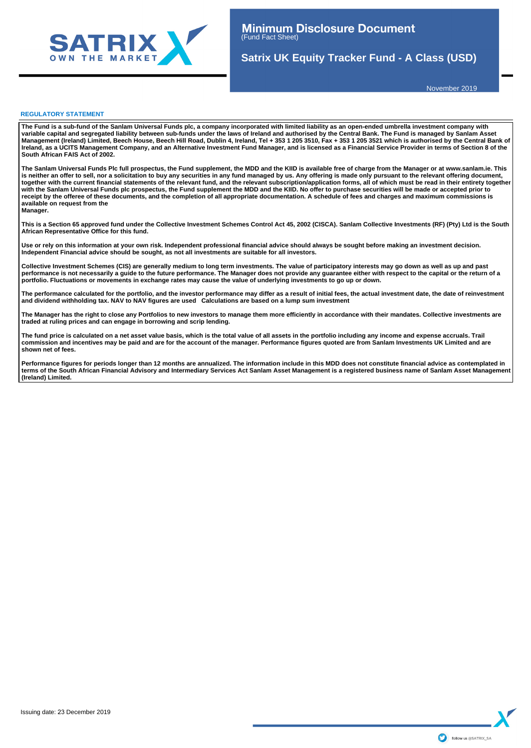# Minimum Disclosure Document
(Fund Fact Sheet)

## Satrix UK Equity Tracker Fund - A Class (USD)

November 2019

### REGULATORY STATEMENT

**The Fund is a sub-fund of the Sanlam Universal Funds plc, a company incorporated with limited liability as an open-ended umbrella investment company with variable capital and segregated liability between sub-funds under the laws of Ireland and authorised by the Central Bank. The Fund is managed by Sanlam Asset Management (Ireland) Limited, Beech House, Beech Hill Road, Dublin 4, Ireland, Tel + 353 1 205 3510, Fax + 353 1 205 3521 which is authorised by the Central Bank of Ireland, as a UCITS Management Company, and an Alternative Investment Fund Manager, and is licensed as a Financial Service Provider in terms of Section 8 of the South African FAIS Act of 2002.**

**The Sanlam Universal Funds Plc full prospectus, the Fund supplement, the MDD and the KIID is available free of charge from the Manager or at www.sanlam.ie. This is neither an offer to sell, nor a solicitation to buy any securities in any fund managed by us. Any offering is made only pursuant to the relevant offering document, together with the current financial statements of the relevant fund, and the relevant subscription/application forms, all of which must be read in their entirety together with the Sanlam Universal Funds plc prospectus, the Fund supplement the MDD and the KIID. No offer to purchase securities will be made or accepted prior to receipt by the offeree of these documents, and the completion of all appropriate documentation. A schedule of fees and charges and maximum commissions is available on request from the Manager.**

**This is a Section 65 approved fund under the Collective Investment Schemes Control Act 45, 2002 (CISCA). Sanlam Collective Investments (RF) (Pty) Ltd is the South African Representative Office for this fund.**

**Use or rely on this information at your own risk. Independent professional financial advice should always be sought before making an investment decision. Independent Financial advice should be sought, as not all investments are suitable for all investors.**

**Collective Investment Schemes (CIS) are generally medium to long term investments. The value of participatory interests may go down as well as up and past performance is not necessarily a guide to the future performance. The Manager does not provide any guarantee either with respect to the capital or the return of a portfolio. Fluctuations or movements in exchange rates may cause the value of underlying investments to go up or down.**

**The performance calculated for the portfolio, and the investor performance may differ as a result of initial fees, the actual investment date, the date of reinvestment and dividend withholding tax. NAV to NAV figures are used Calculations are based on a lump sum investment**

**The Manager has the right to close any Portfolios to new investors to manage them more efficiently in accordance with their mandates. Collective investments are traded at ruling prices and can engage in borrowing and scrip lending.**

**The fund price is calculated on a net asset value basis, which is the total value of all assets in the portfolio including any income and expense accruals. Trail commission and incentives may be paid and are for the account of the manager. Performance figures quoted are from Sanlam Investments UK Limited and are shown net of fees.**

**Performance figures for periods longer than 12 months are annualized. The information include in this MDD does not constitute financial advice as contemplated in terms of the South African Financial Advisory and Intermediary Services Act Sanlam Asset Management is a registered business name of Sanlam Asset Management (Ireland) Limited.**

Issuing date: 23 December 2019

follow us @SATRIX_SA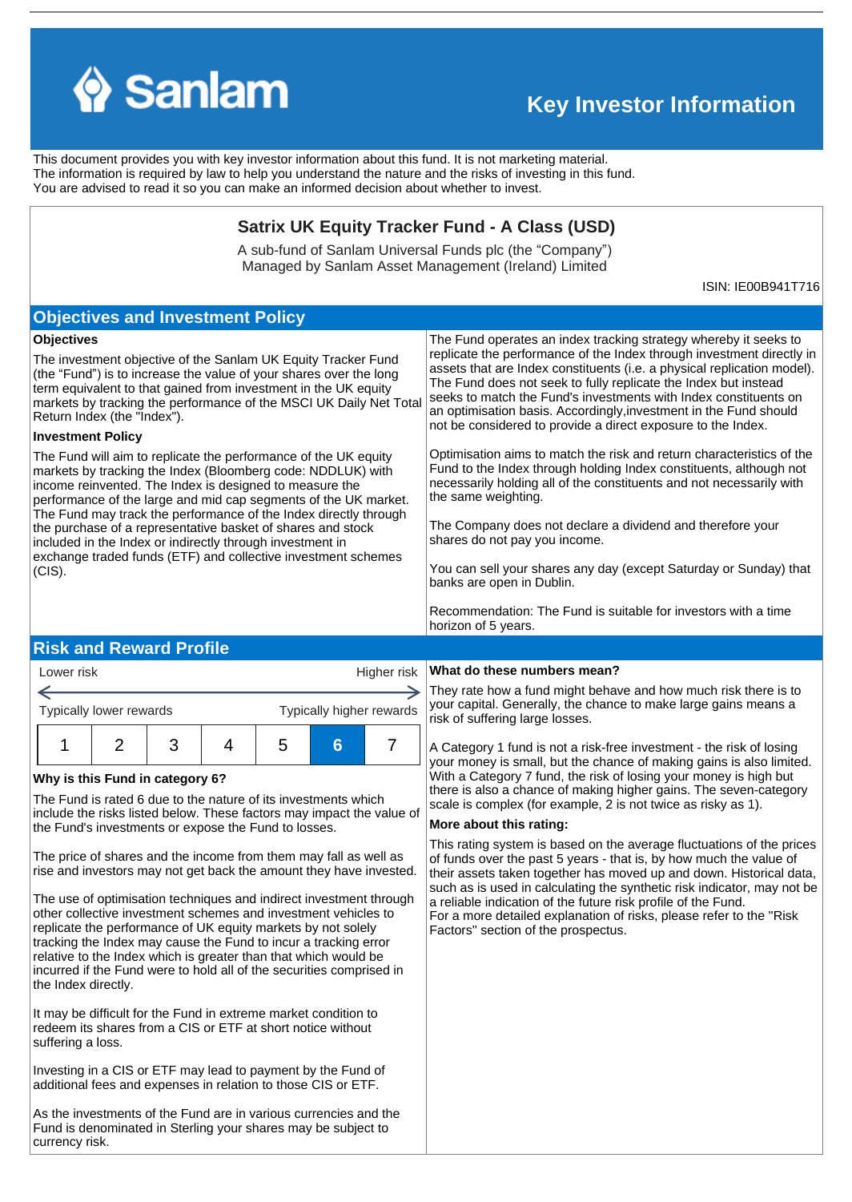# Key Investor Information

This document provides you with key investor information about this fund. It is not marketing material.
The information is required by law to help you understand the nature and the risks of investing in this fund.
You are advised to read it so you can make an informed decision about whether to invest.

## Satrix UK Equity Tracker Fund - A Class (USD)

A sub-fund of Sanlam Universal Funds plc (the "Company")
Managed by Sanlam Asset Management (Ireland) Limited

ISIN: IE00B941T716

## Objectives and Investment Policy

**Objectives**

The investment objective of the Sanlam UK Equity Tracker Fund (the "Fund") is to increase the value of your shares over the long term equivalent to that gained from investment in the UK equity markets by tracking the performance of the MSCI UK Daily Net Total Return Index (the "Index").

**Investment Policy**

The Fund will aim to replicate the performance of the UK equity markets by tracking the Index (Bloomberg code: NDDLUK) with income reinvested. The Index is designed to measure the performance of the large and mid cap segments of the UK market. The Fund may track the performance of the Index directly through the purchase of a representative basket of shares and stock included in the Index or indirectly through investment in exchange traded funds (ETF) and collective investment schemes (CIS).

The Fund operates an index tracking strategy whereby it seeks to replicate the performance of the Index through investment directly in assets that are Index constituents (i.e. a physical replication model). The Fund does not seek to fully replicate the Index but instead seeks to match the Fund's investments with Index constituents on an optimisation basis. Accordingly,investment in the Fund should not be considered to provide a direct exposure to the Index.

Optimisation aims to match the risk and return characteristics of the Fund to the Index through holding Index constituents, although not necessarily holding all of the constituents and not necessarily with the same weighting.

The Company does not declare a dividend and therefore your shares do not pay you income.

You can sell your shares any day (except Saturday or Sunday) that banks are open in Dublin.

Recommendation: The Fund is suitable for investors with a time horizon of 5 years.

## Risk and Reward Profile

| Lower risk | | | | | | Higher risk |
|---|---|---|---|---|---|---|
| Typically lower rewards | | | | | | Typically higher rewards |
| 1 | 2 | 3 | 4 | 5 | **6** | 7 |

**Why is this Fund in category 6?**

The Fund is rated 6 due to the nature of its investments which include the risks listed below. These factors may impact the value of the Fund's investments or expose the Fund to losses.

The price of shares and the income from them may fall as well as rise and investors may not get back the amount they have invested.

The use of optimisation techniques and indirect investment through other collective investment schemes and investment vehicles to replicate the performance of UK equity markets by not solely tracking the Index may cause the Fund to incur a tracking error relative to the Index which is greater than that which would be incurred if the Fund were to hold all of the securities comprised in the Index directly.

It may be difficult for the Fund in extreme market condition to redeem its shares from a CIS or ETF at short notice without suffering a loss.

Investing in a CIS or ETF may lead to payment by the Fund of additional fees and expenses in relation to those CIS or ETF.

As the investments of the Fund are in various currencies and the Fund is denominated in Sterling your shares may be subject to currency risk.

**What do these numbers mean?**

They rate how a fund might behave and how much risk there is to your capital. Generally, the chance to make large gains means a risk of suffering large losses.

A Category 1 fund is not a risk-free investment - the risk of losing your money is small, but the chance of making gains is also limited. With a Category 7 fund, the risk of losing your money is high but there is also a chance of making higher gains. The seven-category scale is complex (for example, 2 is not twice as risky as 1).

**More about this rating:**

This rating system is based on the average fluctuations of the prices of funds over the past 5 years - that is, by how much the value of their assets taken together has moved up and down. Historical data, such as is used in calculating the synthetic risk indicator, may not be a reliable indication of the future risk profile of the Fund.
For a more detailed explanation of risks, please refer to the "Risk Factors" section of the prospectus.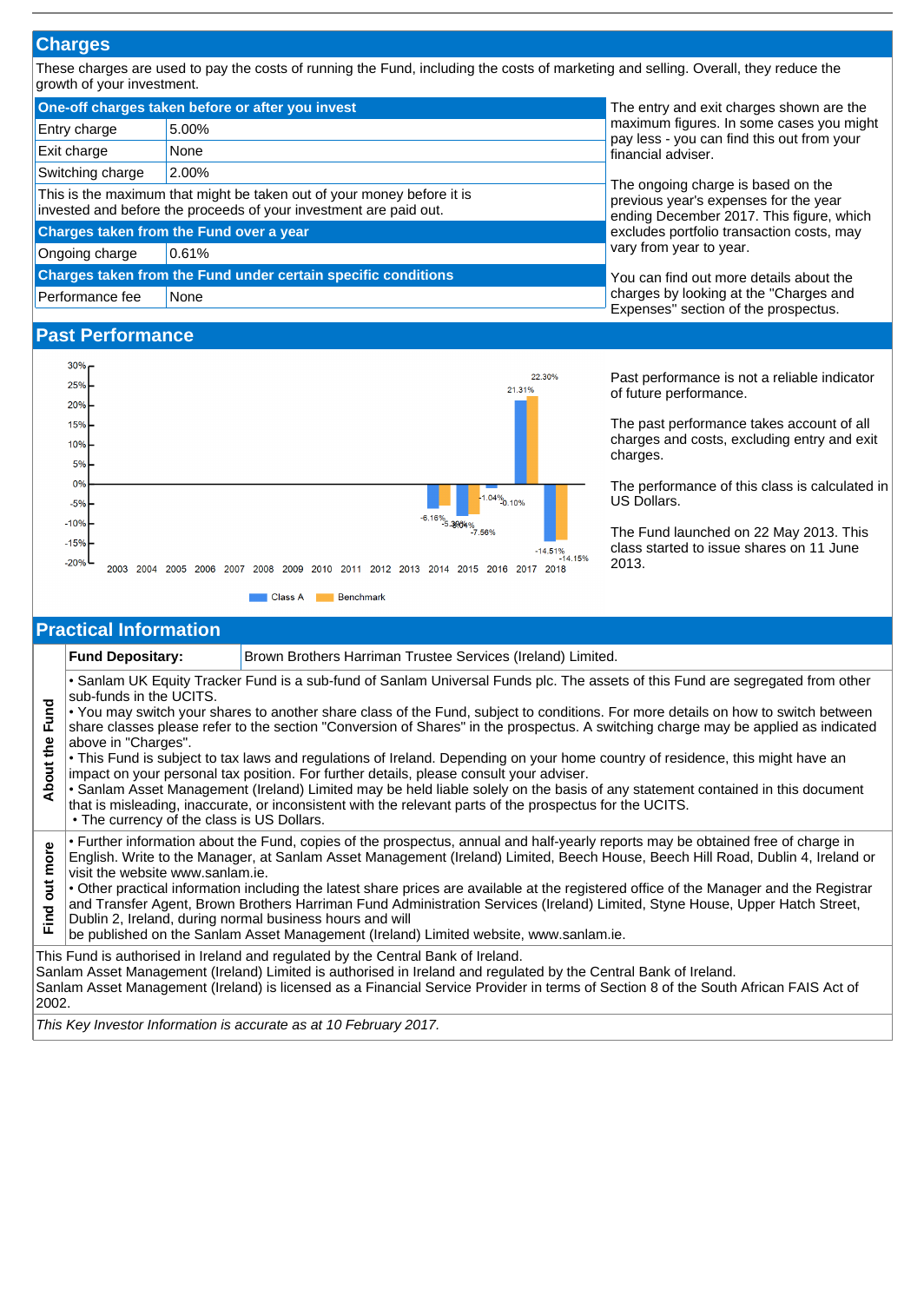## Charges

These charges are used to pay the costs of running the Fund, including the costs of marketing and selling. Overall, they reduce the growth of your investment.

| One-off charges taken before or after you invest | |
|---|---|
| Entry charge | 5.00% |
| Exit charge | None |
| Switching charge | 2.00% |
| This is the maximum that might be taken out of your money before it is invested and before the proceeds of your investment are paid out. | |
| **Charges taken from the Fund over a year** | |
| Ongoing charge | 0.61% |
| **Charges taken from the Fund under certain specific conditions** | |
| Performance fee | None |

The entry and exit charges shown are the maximum figures. In some cases you might pay less - you can find this out from your financial adviser.

The ongoing charge is based on the previous year's expenses for the year ending December 2017. This figure, which excludes portfolio transaction costs, may vary from year to year.

You can find out more details about the charges by looking at the "Charges and Expenses" section of the prospectus.

## Past Performance

30%
25%
20%
15%
10%
5%
0%
-5%
-10%
-15%
-20%

2003 2004 2005 2006 2007 2008 2009 2010 2011 2012 2013 2014 2015 2016 2017 2018

-6.16% -5.39% -7.94% -7.56% -1.04% -0.10% 21.31% 22.30% -14.51% -14.15%

Class A Benchmark

Past performance is not a reliable indicator of future performance.

The past performance takes account of all charges and costs, excluding entry and exit charges.

The performance of this class is calculated in US Dollars.

The Fund launched on 22 May 2013. This class started to issue shares on 11 June 2013.

## Practical Information

| | | |
|---|---|---|
| About the Fund | **Fund Depositary:** | Brown Brothers Harriman Trustee Services (Ireland) Limited. |
| | • Sanlam UK Equity Tracker Fund is a sub-fund of Sanlam Universal Funds plc. The assets of this Fund are segregated from other sub-funds in the UCITS.<br>• You may switch your shares to another share class of the Fund, subject to conditions. For more details on how to switch between share classes please refer to the section "Conversion of Shares" in the prospectus. A switching charge may be applied as indicated above in "Charges".<br>• This Fund is subject to tax laws and regulations of Ireland. Depending on your home country of residence, this might have an impact on your personal tax position. For further details, please consult your adviser.<br>• Sanlam Asset Management (Ireland) Limited may be held liable solely on the basis of any statement contained in this document that is misleading, inaccurate, or inconsistent with the relevant parts of the prospectus for the UCITS.<br>• The currency of the class is US Dollars. | |
| Find out more | • Further information about the Fund, copies of the prospectus, annual and half-yearly reports may be obtained free of charge in English. Write to the Manager, at Sanlam Asset Management (Ireland) Limited, Beech House, Beech Hill Road, Dublin 4, Ireland or visit the website www.sanlam.ie.<br>• Other practical information including the latest share prices are available at the registered office of the Manager and the Registrar and Transfer Agent, Brown Brothers Harriman Fund Administration Services (Ireland) Limited, Styne House, Upper Hatch Street, Dublin 2, Ireland, during normal business hours and will be published on the Sanlam Asset Management (Ireland) Limited website, www.sanlam.ie. | |

This Fund is authorised in Ireland and regulated by the Central Bank of Ireland.
Sanlam Asset Management (Ireland) Limited is authorised in Ireland and regulated by the Central Bank of Ireland.
Sanlam Asset Management (Ireland) is licensed as a Financial Service Provider in terms of Section 8 of the South African FAIS Act of 2002.

*This Key Investor Information is accurate as at 10 February 2017.*